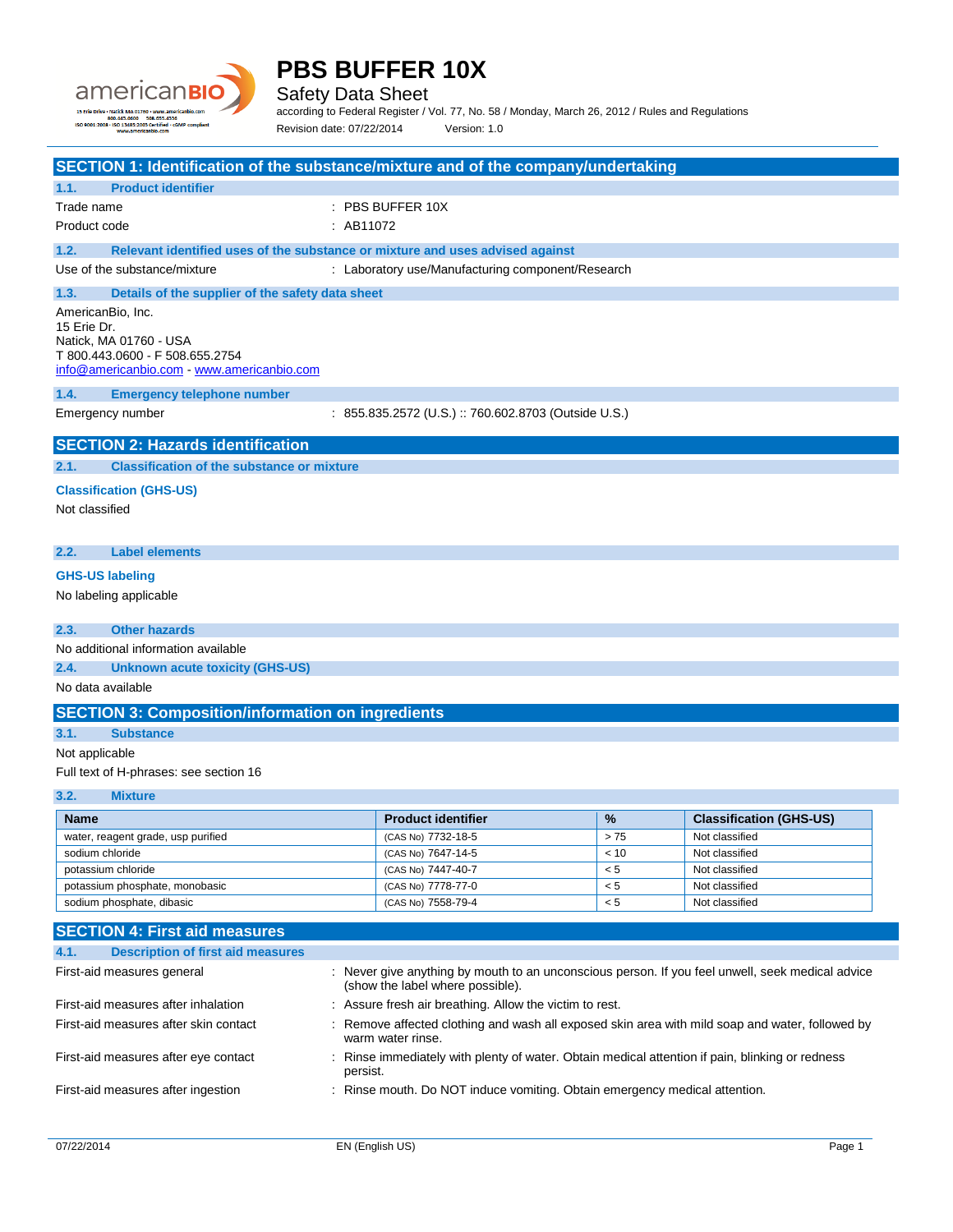# PBS BUFFER 10X

## Safety Data Sheet

according to Federal Register / Vol. 77, No. 58 / Monday, March 26, 2012 / Rules and Regulations

Revision date: 07/22/2014 Version: 1.0

## SECTION 1: Identification of the substance/mixture and of the company/undertaking

### 1.1. Product identifier

Trade name : PBS BUFFER 10X

Product code : AB11072

### 1.2. Relevant identified uses of the substance or mixture and uses advised against

Use of the substance/mixture : Laboratory use/Manufacturing component/Research

### 1.3. Details of the supplier of the safety data sheet

AmericanBio, Inc.
15 Erie Dr.
Natick, MA 01760 - USA
T 800.443.0600 - F 508.655.2754
info@americanbio.com - www.americanbio.com

### 1.4. Emergency telephone number

Emergency number : 855.835.2572 (U.S.) :: 760.602.8703 (Outside U.S.)

## SECTION 2: Hazards identification

### 2.1. Classification of the substance or mixture

**Classification (GHS-US)**

Not classified

### 2.2. Label elements

**GHS-US labeling**

No labeling applicable

### 2.3. Other hazards

No additional information available

### 2.4. Unknown acute toxicity (GHS-US)

No data available

## SECTION 3: Composition/information on ingredients

### 3.1. Substance

Not applicable

Full text of H-phrases: see section 16

### 3.2. Mixture

| Name | Product identifier | % | Classification (GHS-US) |
|---|---|---|---|
| water, reagent grade, usp purified | (CAS No) 7732-18-5 | > 75 | Not classified |
| sodium chloride | (CAS No) 7647-14-5 | < 10 | Not classified |
| potassium chloride | (CAS No) 7447-40-7 | < 5 | Not classified |
| potassium phosphate, monobasic | (CAS No) 7778-77-0 | < 5 | Not classified |
| sodium phosphate, dibasic | (CAS No) 7558-79-4 | < 5 | Not classified |

## SECTION 4: First aid measures

### 4.1. Description of first aid measures

First-aid measures general : Never give anything by mouth to an unconscious person. If you feel unwell, seek medical advice (show the label where possible).

First-aid measures after inhalation : Assure fresh air breathing. Allow the victim to rest.

First-aid measures after skin contact : Remove affected clothing and wash all exposed skin area with mild soap and water, followed by warm water rinse.

First-aid measures after eye contact : Rinse immediately with plenty of water. Obtain medical attention if pain, blinking or redness persist.

First-aid measures after ingestion : Rinse mouth. Do NOT induce vomiting. Obtain emergency medical attention.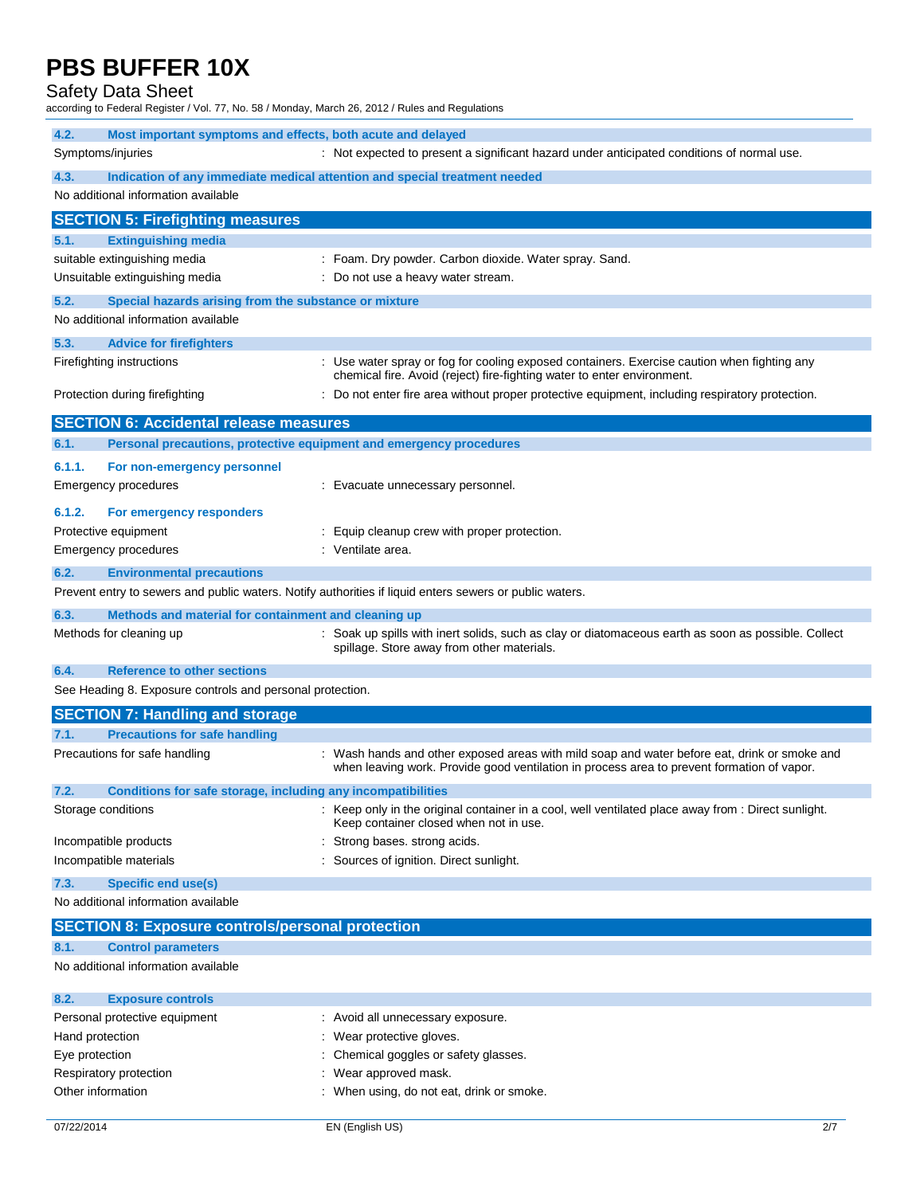### 4.2. Most important symptoms and effects, both acute and delayed

Symptoms/injuries : Not expected to present a significant hazard under anticipated conditions of normal use.

### 4.3. Indication of any immediate medical attention and special treatment needed

No additional information available

## SECTION 5: Firefighting measures

### 5.1. Extinguishing media

suitable extinguishing media : Foam. Dry powder. Carbon dioxide. Water spray. Sand.

Unsuitable extinguishing media : Do not use a heavy water stream.

### 5.2. Special hazards arising from the substance or mixture

No additional information available

### 5.3. Advice for firefighters

Firefighting instructions : Use water spray or fog for cooling exposed containers. Exercise caution when fighting any chemical fire. Avoid (reject) fire-fighting water to enter environment.

Protection during firefighting : Do not enter fire area without proper protective equipment, including respiratory protection.

## SECTION 6: Accidental release measures

### 6.1. Personal precautions, protective equipment and emergency procedures

#### 6.1.1. For non-emergency personnel

Emergency procedures : Evacuate unnecessary personnel.

#### 6.1.2. For emergency responders

Protective equipment : Equip cleanup crew with proper protection.

Emergency procedures : Ventilate area.

### 6.2. Environmental precautions

Prevent entry to sewers and public waters. Notify authorities if liquid enters sewers or public waters.

### 6.3. Methods and material for containment and cleaning up

Methods for cleaning up : Soak up spills with inert solids, such as clay or diatomaceous earth as soon as possible. Collect spillage. Store away from other materials.

### 6.4. Reference to other sections

See Heading 8. Exposure controls and personal protection.

## SECTION 7: Handling and storage

### 7.1. Precautions for safe handling

Precautions for safe handling : Wash hands and other exposed areas with mild soap and water before eat, drink or smoke and when leaving work. Provide good ventilation in process area to prevent formation of vapor.

### 7.2. Conditions for safe storage, including any incompatibilities

Storage conditions : Keep only in the original container in a cool, well ventilated place away from : Direct sunlight. Keep container closed when not in use.

Incompatible products : Strong bases. strong acids.

Incompatible materials : Sources of ignition. Direct sunlight.

### 7.3. Specific end use(s)

No additional information available

## SECTION 8: Exposure controls/personal protection

### 8.1. Control parameters

No additional information available

### 8.2. Exposure controls

Personal protective equipment : Avoid all unnecessary exposure.

Hand protection : Wear protective gloves.

Eye protection : Chemical goggles or safety glasses.

Respiratory protection : Wear approved mask.

Other information : When using, do not eat, drink or smoke.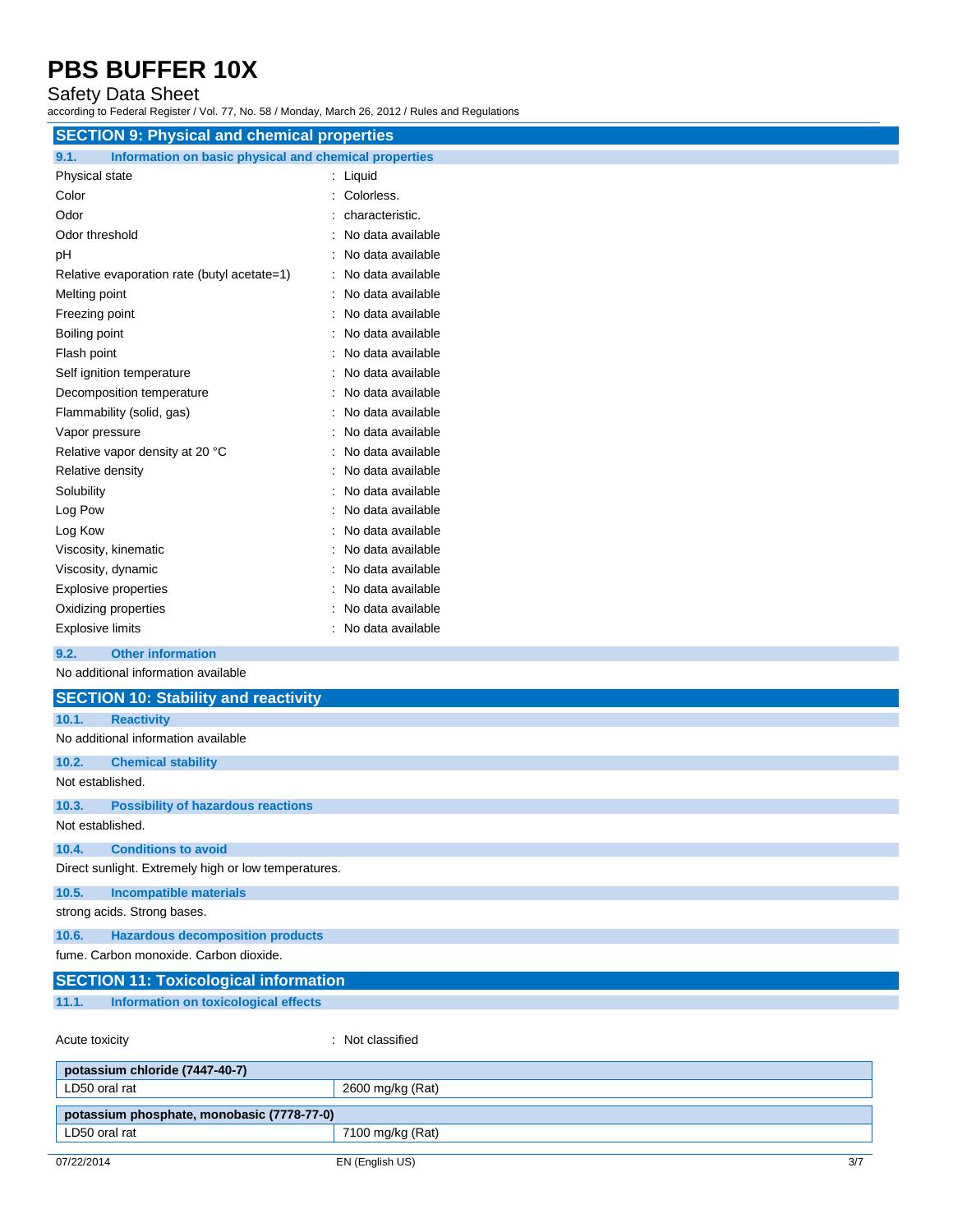## SECTION 9: Physical and chemical properties

### 9.1. Information on basic physical and chemical properties

| | |
|---|---|
| Physical state | : Liquid |
| Color | : Colorless. |
| Odor | : characteristic. |
| Odor threshold | : No data available |
| pH | : No data available |
| Relative evaporation rate (butyl acetate=1) | : No data available |
| Melting point | : No data available |
| Freezing point | : No data available |
| Boiling point | : No data available |
| Flash point | : No data available |
| Self ignition temperature | : No data available |
| Decomposition temperature | : No data available |
| Flammability (solid, gas) | : No data available |
| Vapor pressure | : No data available |
| Relative vapor density at 20 °C | : No data available |
| Relative density | : No data available |
| Solubility | : No data available |
| Log Pow | : No data available |
| Log Kow | : No data available |
| Viscosity, kinematic | : No data available |
| Viscosity, dynamic | : No data available |
| Explosive properties | : No data available |
| Oxidizing properties | : No data available |
| Explosive limits | : No data available |

### 9.2. Other information

No additional information available

## SECTION 10: Stability and reactivity

### 10.1. Reactivity

No additional information available

### 10.2. Chemical stability

Not established.

### 10.3. Possibility of hazardous reactions

Not established.

### 10.4. Conditions to avoid

Direct sunlight. Extremely high or low temperatures.

### 10.5. Incompatible materials

strong acids. Strong bases.

### 10.6. Hazardous decomposition products

fume. Carbon monoxide. Carbon dioxide.

## SECTION 11: Toxicological information

### 11.1. Information on toxicological effects

Acute toxicity : Not classified

| potassium chloride (7447-40-7) | |
|---|---|
| LD50 oral rat | 2600 mg/kg (Rat) |

| potassium phosphate, monobasic (7778-77-0) | |
|---|---|
| LD50 oral rat | 7100 mg/kg (Rat) |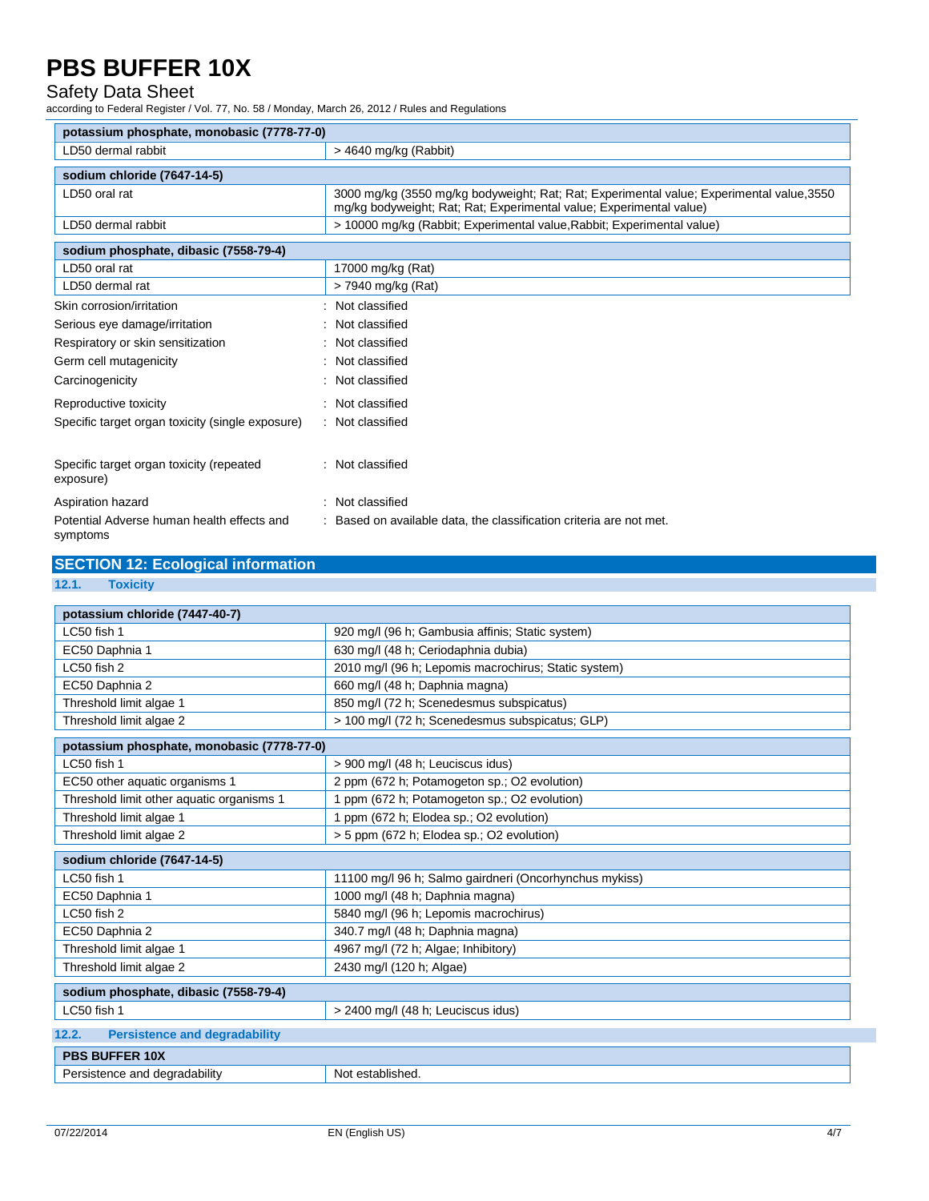| potassium phosphate, monobasic (7778-77-0) | |
|---|---|
| LD50 dermal rabbit | > 4640 mg/kg (Rabbit) |

| sodium chloride (7647-14-5) | |
|---|---|
| LD50 oral rat | 3000 mg/kg (3550 mg/kg bodyweight; Rat; Rat; Experimental value; Experimental value,3550 mg/kg bodyweight; Rat; Rat; Experimental value; Experimental value) |
| LD50 dermal rabbit | > 10000 mg/kg (Rabbit; Experimental value,Rabbit; Experimental value) |

| sodium phosphate, dibasic (7558-79-4) | |
|---|---|
| LD50 oral rat | 17000 mg/kg (Rat) |
| LD50 dermal rat | > 7940 mg/kg (Rat) |

Skin corrosion/irritation : Not classified

Serious eye damage/irritation : Not classified

Respiratory or skin sensitization : Not classified

Germ cell mutagenicity : Not classified

Carcinogenicity : Not classified

Reproductive toxicity : Not classified

Specific target organ toxicity (single exposure) : Not classified

Specific target organ toxicity (repeated exposure) : Not classified

Aspiration hazard : Not classified

Potential Adverse human health effects and symptoms : Based on available data, the classification criteria are not met.

## SECTION 12: Ecological information

### 12.1. Toxicity

| potassium chloride (7447-40-7) | |
|---|---|
| LC50 fish 1 | 920 mg/l (96 h; Gambusia affinis; Static system) |
| EC50 Daphnia 1 | 630 mg/l (48 h; Ceriodaphnia dubia) |
| LC50 fish 2 | 2010 mg/l (96 h; Lepomis macrochirus; Static system) |
| EC50 Daphnia 2 | 660 mg/l (48 h; Daphnia magna) |
| Threshold limit algae 1 | 850 mg/l (72 h; Scenedesmus subspicatus) |
| Threshold limit algae 2 | > 100 mg/l (72 h; Scenedesmus subspicatus; GLP) |

| potassium phosphate, monobasic (7778-77-0) | |
|---|---|
| LC50 fish 1 | > 900 mg/l (48 h; Leuciscus idus) |
| EC50 other aquatic organisms 1 | 2 ppm (672 h; Potamogeton sp.; O2 evolution) |
| Threshold limit other aquatic organisms 1 | 1 ppm (672 h; Potamogeton sp.; O2 evolution) |
| Threshold limit algae 1 | 1 ppm (672 h; Elodea sp.; O2 evolution) |
| Threshold limit algae 2 | > 5 ppm (672 h; Elodea sp.; O2 evolution) |

| sodium chloride (7647-14-5) | |
|---|---|
| LC50 fish 1 | 11100 mg/l 96 h; Salmo gairdneri (Oncorhynchus mykiss) |
| EC50 Daphnia 1 | 1000 mg/l (48 h; Daphnia magna) |
| LC50 fish 2 | 5840 mg/l (96 h; Lepomis macrochirus) |
| EC50 Daphnia 2 | 340.7 mg/l (48 h; Daphnia magna) |
| Threshold limit algae 1 | 4967 mg/l (72 h; Algae; Inhibitory) |
| Threshold limit algae 2 | 2430 mg/l (120 h; Algae) |

| sodium phosphate, dibasic (7558-79-4) | |
|---|---|
| LC50 fish 1 | > 2400 mg/l (48 h; Leuciscus idus) |

### 12.2. Persistence and degradability

| PBS BUFFER 10X | |
|---|---|
| Persistence and degradability | Not established. |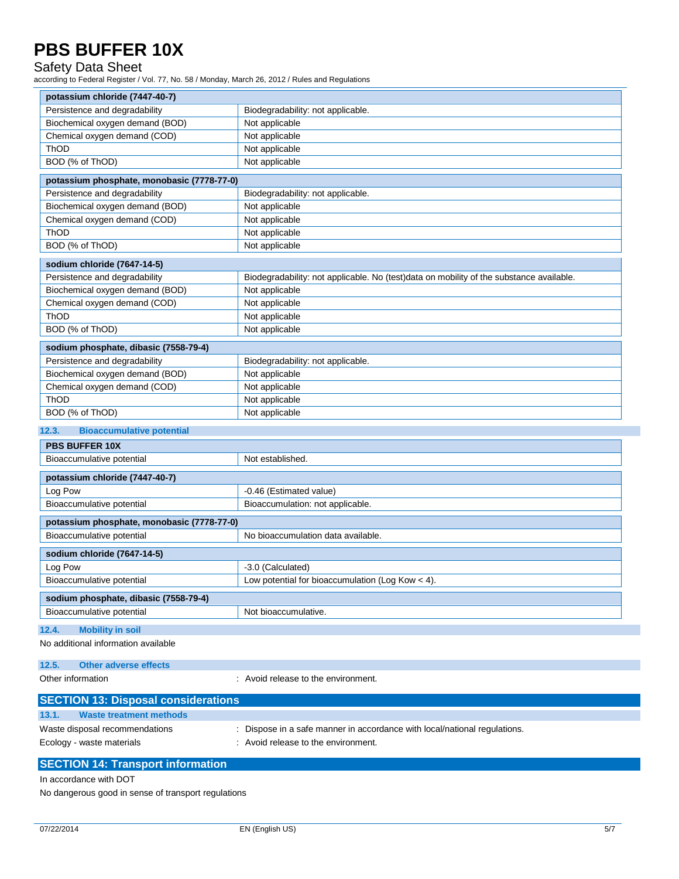| potassium chloride (7447-40-7) | |
|---|---|
| Persistence and degradability | Biodegradability: not applicable. |
| Biochemical oxygen demand (BOD) | Not applicable |
| Chemical oxygen demand (COD) | Not applicable |
| ThOD | Not applicable |
| BOD (% of ThOD) | Not applicable |

| potassium phosphate, monobasic (7778-77-0) | |
|---|---|
| Persistence and degradability | Biodegradability: not applicable. |
| Biochemical oxygen demand (BOD) | Not applicable |
| Chemical oxygen demand (COD) | Not applicable |
| ThOD | Not applicable |
| BOD (% of ThOD) | Not applicable |

| sodium chloride (7647-14-5) | |
|---|---|
| Persistence and degradability | Biodegradability: not applicable. No (test)data on mobility of the substance available. |
| Biochemical oxygen demand (BOD) | Not applicable |
| Chemical oxygen demand (COD) | Not applicable |
| ThOD | Not applicable |
| BOD (% of ThOD) | Not applicable |

| sodium phosphate, dibasic (7558-79-4) | |
|---|---|
| Persistence and degradability | Biodegradability: not applicable. |
| Biochemical oxygen demand (BOD) | Not applicable |
| Chemical oxygen demand (COD) | Not applicable |
| ThOD | Not applicable |
| BOD (% of ThOD) | Not applicable |

### 12.3. Bioaccumulative potential

| PBS BUFFER 10X | |
|---|---|
| Bioaccumulative potential | Not established. |

| potassium chloride (7447-40-7) | |
|---|---|
| Log Pow | -0.46 (Estimated value) |
| Bioaccumulative potential | Bioaccumulation: not applicable. |

| potassium phosphate, monobasic (7778-77-0) | |
|---|---|
| Bioaccumulative potential | No bioaccumulation data available. |

| sodium chloride (7647-14-5) | |
|---|---|
| Log Pow | -3.0 (Calculated) |
| Bioaccumulative potential | Low potential for bioaccumulation (Log Kow < 4). |

| sodium phosphate, dibasic (7558-79-4) | |
|---|---|
| Bioaccumulative potential | Not bioaccumulative. |

### 12.4. Mobility in soil

No additional information available

### 12.5. Other adverse effects

Other information : Avoid release to the environment.

## SECTION 13: Disposal considerations

### 13.1. Waste treatment methods

Waste disposal recommendations : Dispose in a safe manner in accordance with local/national regulations.

Ecology - waste materials : Avoid release to the environment.

## SECTION 14: Transport information

In accordance with DOT

No dangerous good in sense of transport regulations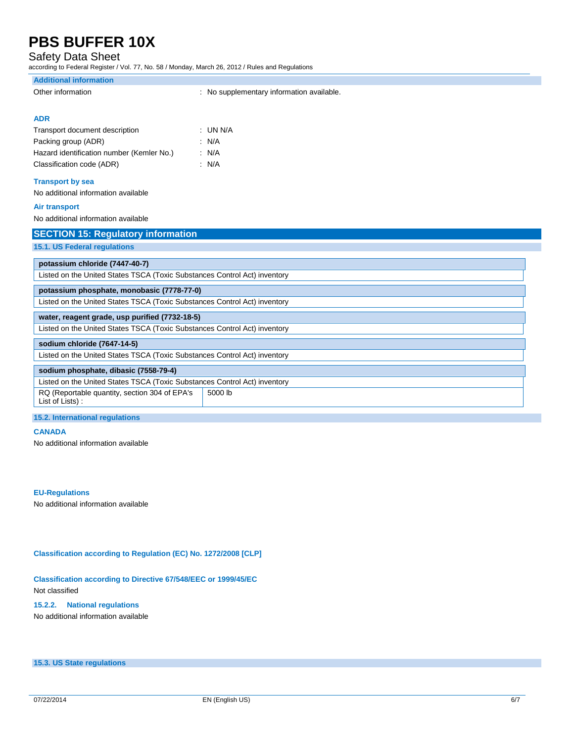#### Additional information

Other information : No supplementary information available.

#### ADR

Transport document description : UN N/A

Packing group (ADR) : N/A

Hazard identification number (Kemler No.) : N/A

Classification code (ADR) : N/A

#### Transport by sea

No additional information available

#### Air transport

No additional information available

## SECTION 15: Regulatory information

### 15.1. US Federal regulations

| **potassium chloride (7447-40-7)** | |
|---|---|
| Listed on the United States TSCA (Toxic Substances Control Act) inventory | |

| **potassium phosphate, monobasic (7778-77-0)** | |
|---|---|
| Listed on the United States TSCA (Toxic Substances Control Act) inventory | |

| **water, reagent grade, usp purified (7732-18-5)** | |
|---|---|
| Listed on the United States TSCA (Toxic Substances Control Act) inventory | |

| **sodium chloride (7647-14-5)** | |
|---|---|
| Listed on the United States TSCA (Toxic Substances Control Act) inventory | |

| **sodium phosphate, dibasic (7558-79-4)** | |
|---|---|
| Listed on the United States TSCA (Toxic Substances Control Act) inventory | |
| RQ (Reportable quantity, section 304 of EPA's List of Lists) : | 5000 lb |

### 15.2. International regulations

#### CANADA

No additional information available

#### EU-Regulations

No additional information available

#### Classification according to Regulation (EC) No. 1272/2008 [CLP]

#### Classification according to Directive 67/548/EEC or 1999/45/EC

Not classified

#### 15.2.2. National regulations

No additional information available

### 15.3. US State regulations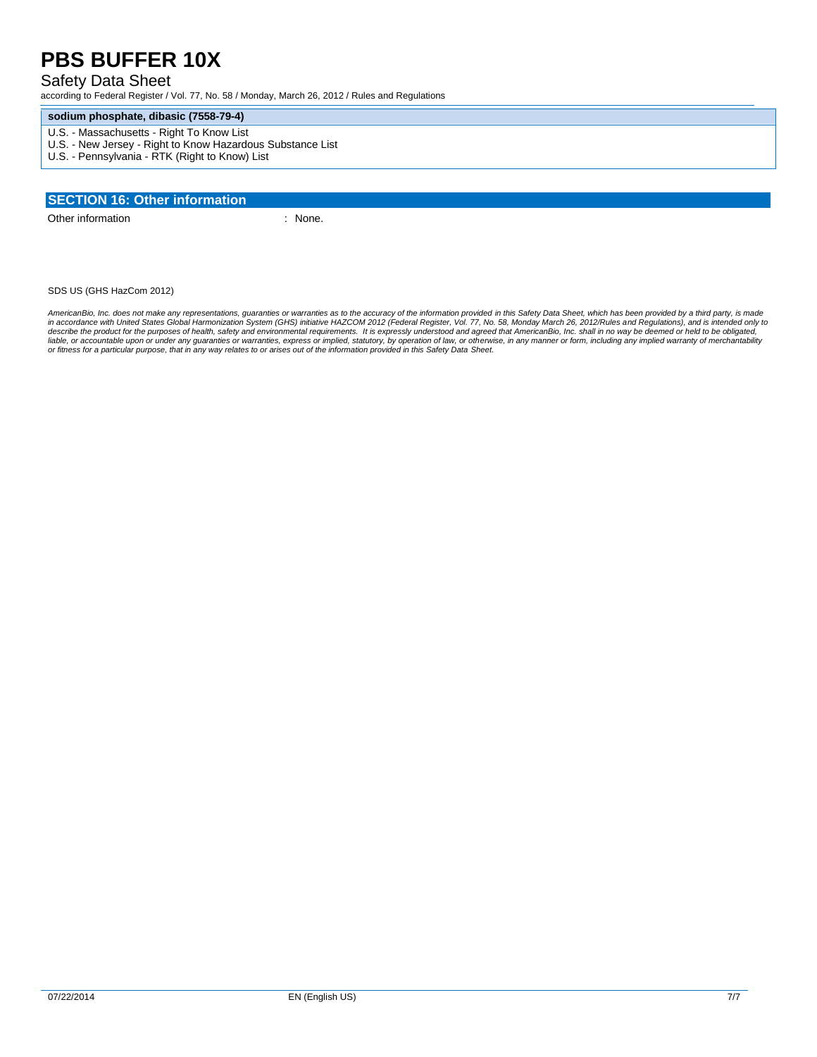**sodium phosphate, dibasic (7558-79-4)**

- U.S. - Massachusetts - Right To Know List
- U.S. - New Jersey - Right to Know Hazardous Substance List
- U.S. - Pennsylvania - RTK (Right to Know) List

## SECTION 16: Other information

Other information : None.

SDS US (GHS HazCom 2012)

*AmericanBio, Inc. does not make any representations, guaranties or warranties as to the accuracy of the information provided in this Safety Data Sheet, which has been provided by a third party, is made in accordance with United States Global Harmonization System (GHS) initiative HAZCOM 2012 (Federal Register, Vol. 77, No. 58, Monday March 26, 2012/Rules and Regulations), and is intended only to describe the product for the purposes of health, safety and environmental requirements. It is expressly understood and agreed that AmericanBio, Inc. shall in no way be deemed or held to be obligated, liable, or accountable upon or under any guaranties or warranties, express or implied, statutory, by operation of law, or otherwise, in any manner or form, including any implied warranty of merchantability or fitness for a particular purpose, that in any way relates to or arises out of the information provided in this Safety Data Sheet.*